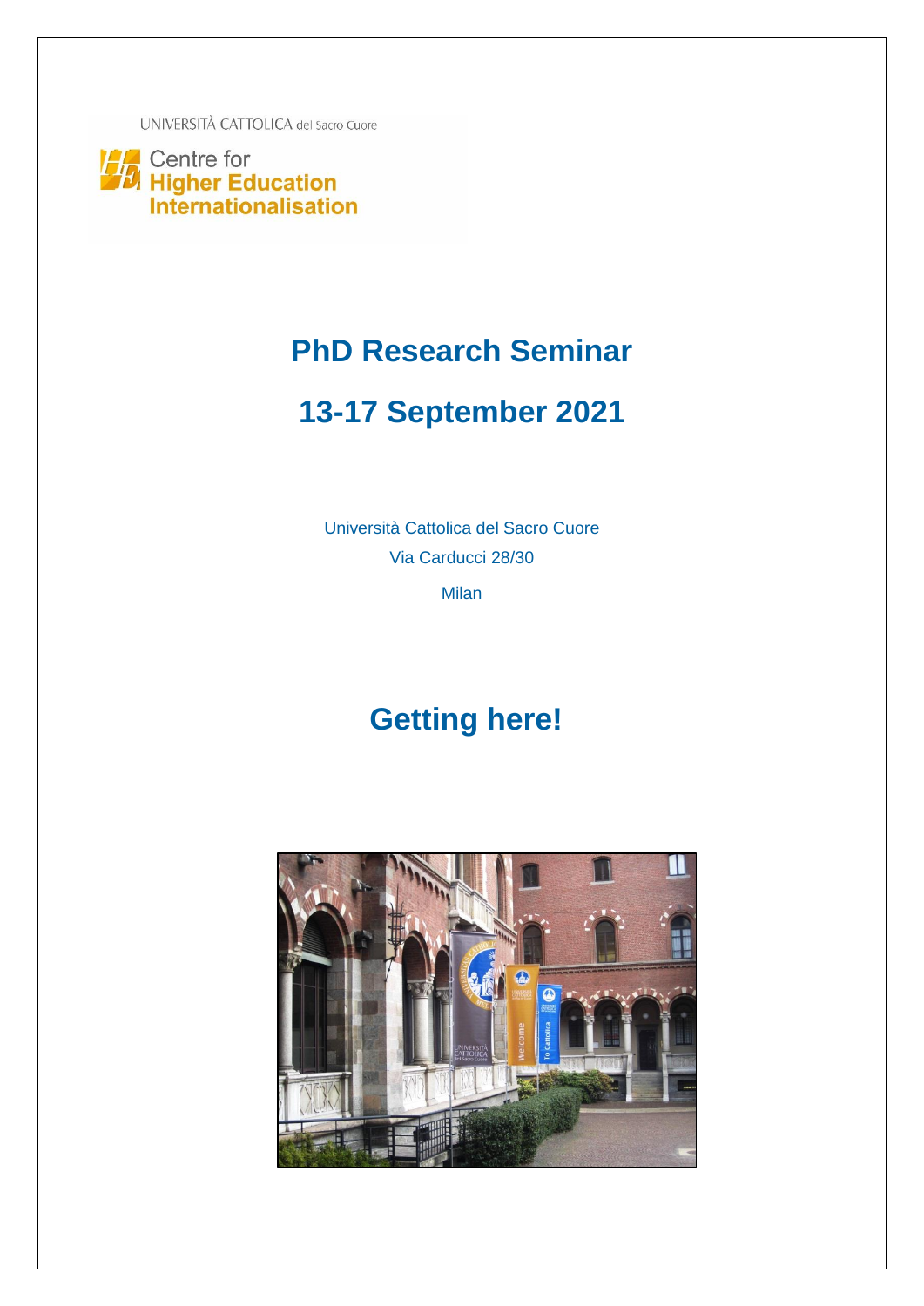UNIVERSITÀ CATTOLICA del Sacro Cuore

Centre for
**Higher Education Internationalisation**

# PhD Research Seminar

# 13-17 September 2021

Università Cattolica del Sacro Cuore

Via Carducci 28/30

Milan

## Getting here!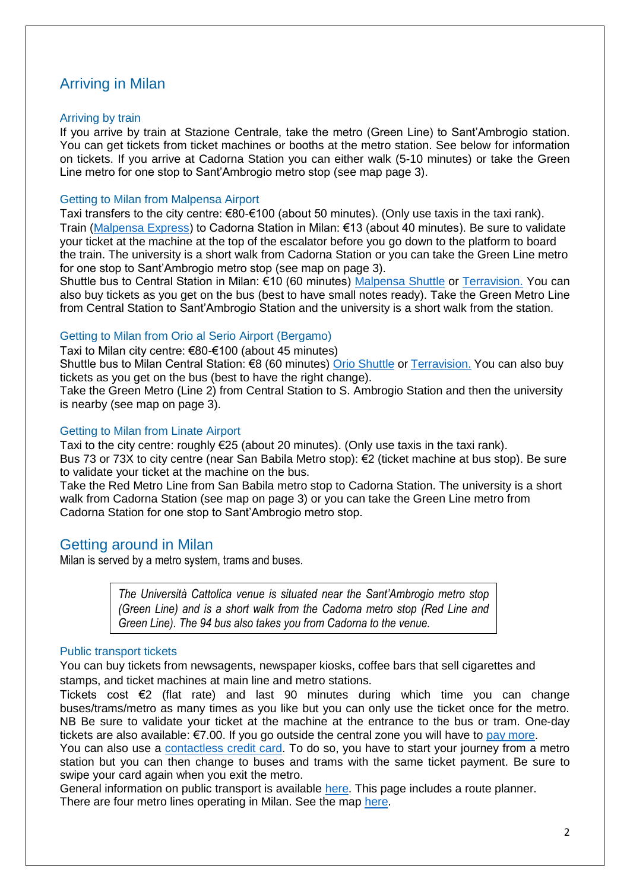## Arriving in Milan

### Arriving by train

If you arrive by train at Stazione Centrale, take the metro (Green Line) to Sant'Ambrogio station. You can get tickets from ticket machines or booths at the metro station. See below for information on tickets. If you arrive at Cadorna Station you can either walk (5-10 minutes) or take the Green Line metro for one stop to Sant'Ambrogio metro stop (see map page 3).

### Getting to Milan from Malpensa Airport

Taxi transfers to the city centre: €80-€100 (about 50 minutes). (Only use taxis in the taxi rank).
Train (Malpensa Express) to Cadorna Station in Milan: €13 (about 40 minutes). Be sure to validate your ticket at the machine at the top of the escalator before you go down to the platform to board the train. The university is a short walk from Cadorna Station or you can take the Green Line metro for one stop to Sant'Ambrogio metro stop (see map on page 3).
Shuttle bus to Central Station in Milan: €10 (60 minutes) Malpensa Shuttle or Terravision. You can also buy tickets as you get on the bus (best to have small notes ready). Take the Green Metro Line from Central Station to Sant'Ambrogio Station and the university is a short walk from the station.

### Getting to Milan from Orio al Serio Airport (Bergamo)

Taxi to Milan city centre: €80-€100 (about 45 minutes)
Shuttle bus to Milan Central Station: €8 (60 minutes) Orio Shuttle or Terravision. You can also buy tickets as you get on the bus (best to have the right change).
Take the Green Metro (Line 2) from Central Station to S. Ambrogio Station and then the university is nearby (see map on page 3).

### Getting to Milan from Linate Airport

Taxi to the city centre: roughly €25 (about 20 minutes). (Only use taxis in the taxi rank).
Bus 73 or 73X to city centre (near San Babila Metro stop): €2 (ticket machine at bus stop). Be sure to validate your ticket at the machine on the bus.
Take the Red Metro Line from San Babila metro stop to Cadorna Station. The university is a short walk from Cadorna Station (see map on page 3) or you can take the Green Line metro from Cadorna Station for one stop to Sant'Ambrogio metro stop.

## Getting around in Milan

Milan is served by a metro system, trams and buses.

> *The Università Cattolica venue is situated near the Sant'Ambrogio metro stop (Green Line) and is a short walk from the Cadorna metro stop (Red Line and Green Line). The 94 bus also takes you from Cadorna to the venue.*

### Public transport tickets

You can buy tickets from newsagents, newspaper kiosks, coffee bars that sell cigarettes and stamps, and ticket machines at main line and metro stations.
Tickets cost €2 (flat rate) and last 90 minutes during which time you can change buses/trams/metro as many times as you like but you can only use the ticket once for the metro. NB Be sure to validate your ticket at the machine at the entrance to the bus or tram. One-day tickets are also available: €7.00. If you go outside the central zone you will have to pay more.
You can also use a contactless credit card. To do so, you have to start your journey from a metro station but you can then change to buses and trams with the same ticket payment. Be sure to swipe your card again when you exit the metro.
General information on public transport is available here. This page includes a route planner.
There are four metro lines operating in Milan. See the map here.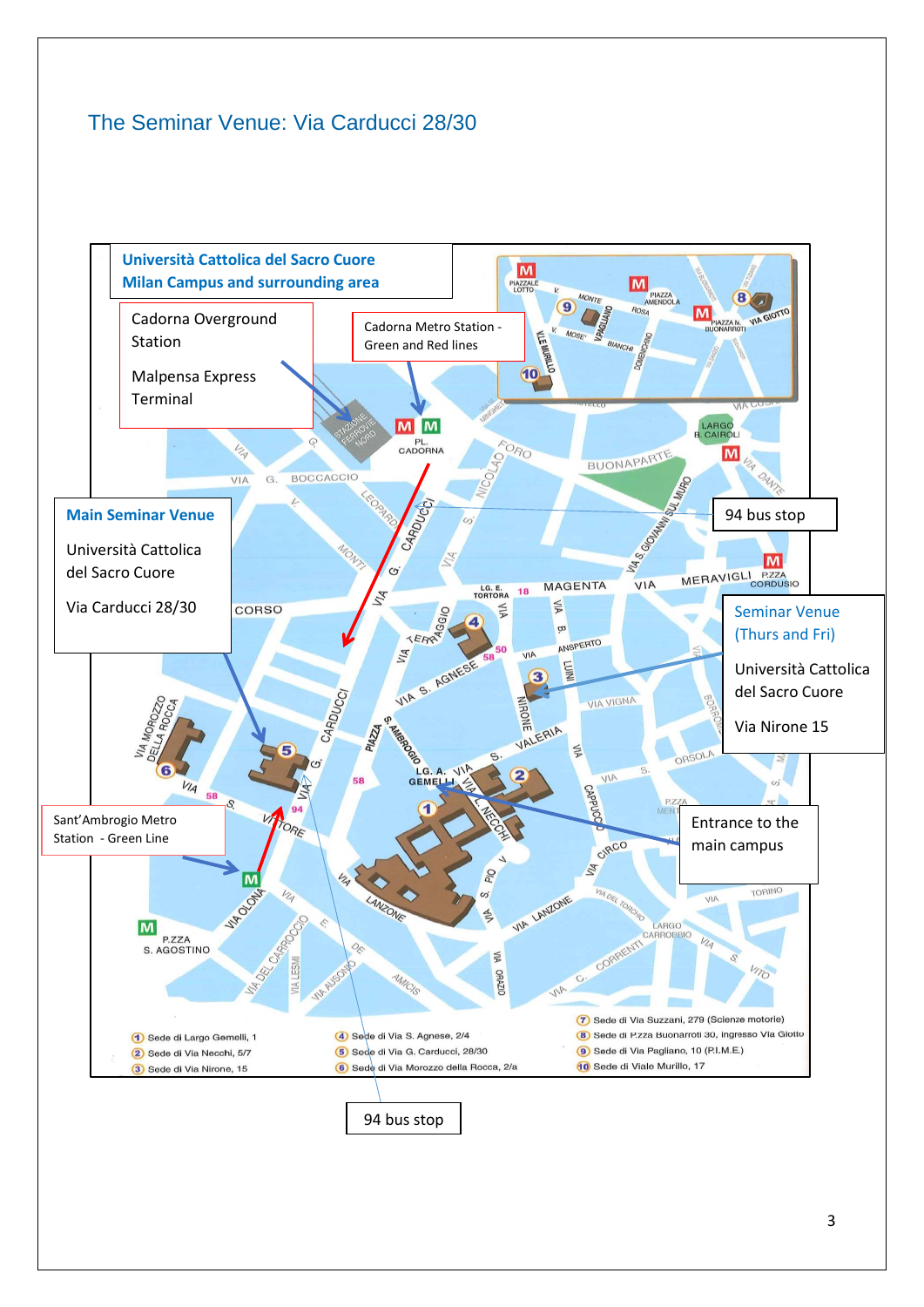# The Seminar Venue: Via Carducci 28/30

**Università Cattolica del Sacro Cuore**
**Milan Campus and surrounding area**

Cadorna Overground Station

Malpensa Express Terminal

Cadorna Metro Station - Green and Red lines

**Main Seminar Venue**

Università Cattolica del Sacro Cuore

Via Carducci 28/30

94 bus stop

Seminar Venue (Thurs and Fri)

Università Cattolica del Sacro Cuore

Via Nirone 15

Entrance to the main campus

Sant'Ambrogio Metro Station - Green Line

94 bus stop

1 Sede di Largo Gemelli, 1
2 Sede di Via Necchi, 5/7
3 Sede di Via Nirone, 15
4 Sede di Via S. Agnese, 2/4
5 Sede di Via G. Carducci, 28/30
6 Sede di Via Morozzo della Rocca, 2/a
7 Sede di Via Suzzani, 279 (Scienze motorie)
8 Sede di P.zza Buonarroti 30, ingresso Via Giotto
9 Sede di Via Pagliano, 10 (P.I.M.E.)
10 Sede di Viale Murillo, 17